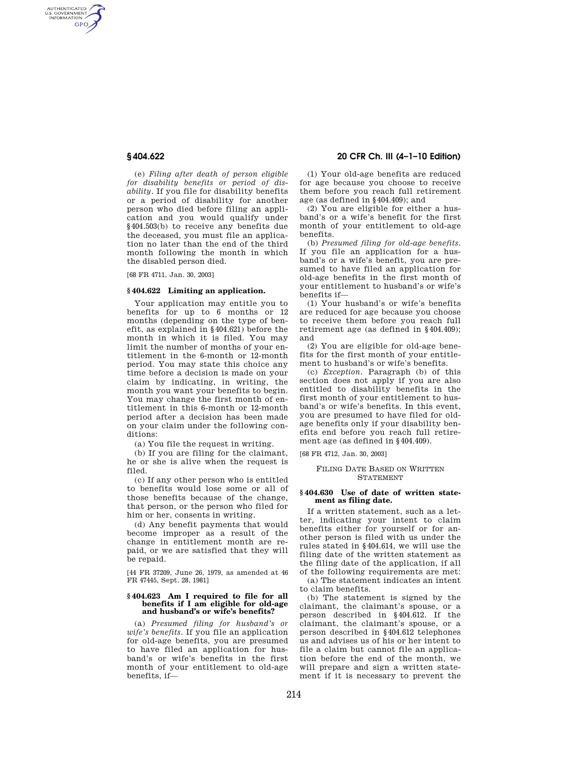(e) *Filing after death of person eligible for disability benefits or period of disability.* If you file for disability benefits or a period of disability for another person who died before filing an application and you would qualify under §404.503(b) to receive any benefits due the deceased, you must file an application no later than the end of the third month following the month in which the disabled person died.

[68 FR 4711, Jan. 30, 2003]

### §404.622 Limiting an application.

Your application may entitle you to benefits for up to 6 months or 12 months (depending on the type of benefit, as explained in §404.621) before the month in which it is filed. You may limit the number of months of your entitlement in the 6-month or 12-month period. You may state this choice any time before a decision is made on your claim by indicating, in writing, the month you want your benefits to begin. You may change the first month of entitlement in this 6-month or 12-month period after a decision has been made on your claim under the following conditions:

(a) You file the request in writing.

(b) If you are filing for the claimant, he or she is alive when the request is filed.

(c) If any other person who is entitled to benefits would lose some or all of those benefits because of the change, that person, or the person who filed for him or her, consents in writing.

(d) Any benefit payments that would become improper as a result of the change in entitlement month are repaid, or we are satisfied that they will be repaid.

[44 FR 37209, June 26, 1979, as amended at 46 FR 47445, Sept. 28, 1981]

### §404.623 Am I required to file for all benefits if I am eligible for old-age and husband's or wife's benefits?

(a) *Presumed filing for husband's or wife's benefits.* If you file an application for old-age benefits, you are presumed to have filed an application for husband's or wife's benefits in the first month of your entitlement to old-age benefits, if—

(1) Your old-age benefits are reduced for age because you choose to receive them before you reach full retirement age (as defined in §404.409); and

(2) You are eligible for either a husband's or a wife's benefit for the first month of your entitlement to old-age benefits.

(b) *Presumed filing for old-age benefits.* If you file an application for a husband's or a wife's benefit, you are presumed to have filed an application for old-age benefits in the first month of your entitlement to husband's or wife's benefits if—

(1) Your husband's or wife's benefits are reduced for age because you choose to receive them before you reach full retirement age (as defined in §404.409); and

(2) You are eligible for old-age benefits for the first month of your entitlement to husband's or wife's benefits.

(c) *Exception.* Paragraph (b) of this section does not apply if you are also entitled to disability benefits in the first month of your entitlement to husband's or wife's benefits. In this event, you are presumed to have filed for old-age benefits only if your disability benefits end before you reach full retirement age (as defined in §404.409).

[68 FR 4712, Jan. 30, 2003]

FILING DATE BASED ON WRITTEN STATEMENT

### §404.630 Use of date of written statement as filing date.

If a written statement, such as a letter, indicating your intent to claim benefits either for yourself or for another person is filed with us under the rules stated in §404.614, we will use the filing date of the written statement as the filing date of the application, if all of the following requirements are met:

(a) The statement indicates an intent to claim benefits.

(b) The statement is signed by the claimant, the claimant's spouse, or a person described in §404.612. If the claimant, the claimant's spouse, or a person described in §404.612 telephones us and advises us of his or her intent to file a claim but cannot file an application before the end of the month, we will prepare and sign a written statement if it is necessary to prevent the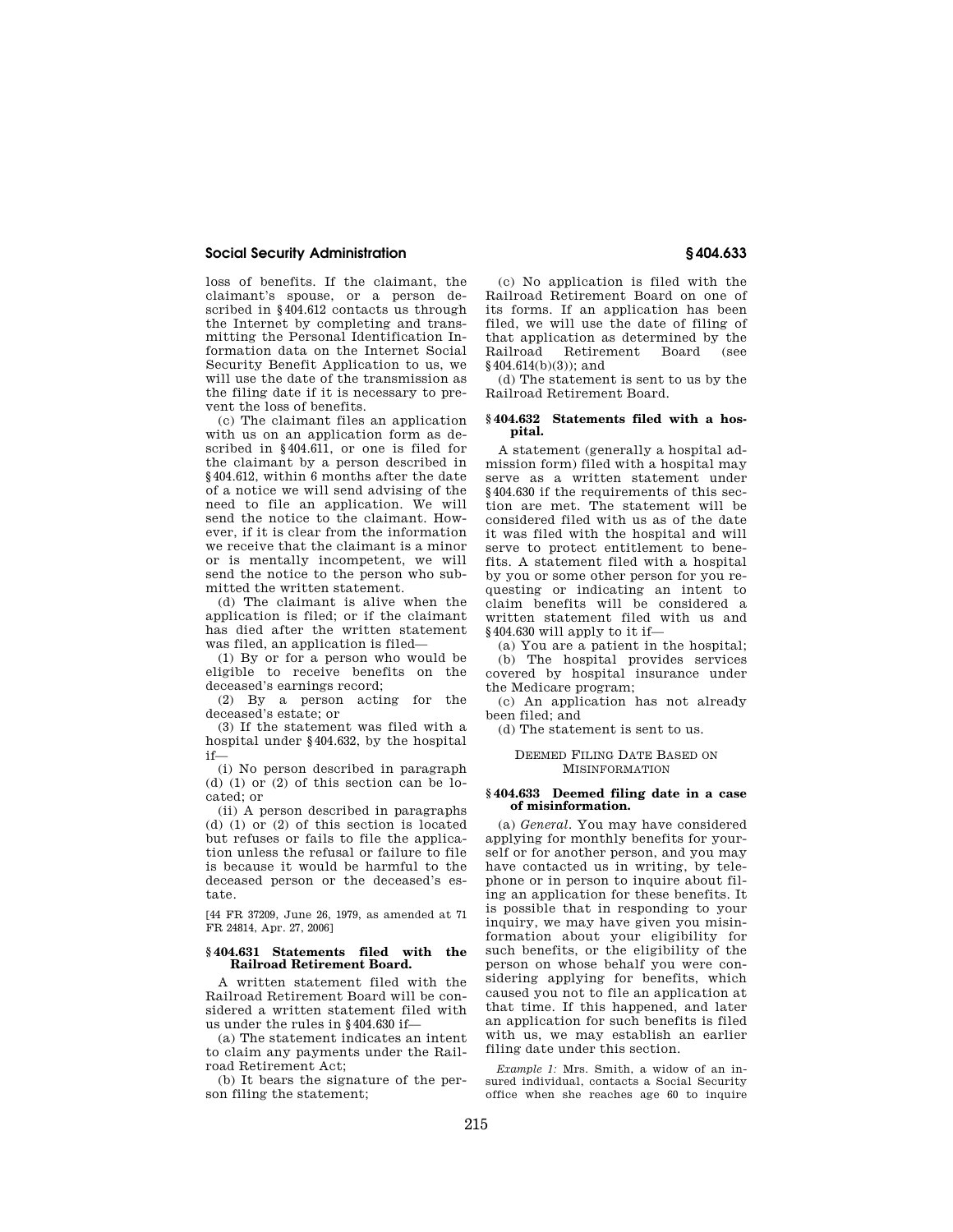loss of benefits. If the claimant, the claimant's spouse, or a person described in §404.612 contacts us through the Internet by completing and transmitting the Personal Identification Information data on the Internet Social Security Benefit Application to us, we will use the date of the transmission as the filing date if it is necessary to prevent the loss of benefits.

(c) The claimant files an application with us on an application form as described in §404.611, or one is filed for the claimant by a person described in §404.612, within 6 months after the date of a notice we will send advising of the need to file an application. We will send the notice to the claimant. However, if it is clear from the information we receive that the claimant is a minor or is mentally incompetent, we will send the notice to the person who submitted the written statement.

(d) The claimant is alive when the application is filed; or if the claimant has died after the written statement was filed, an application is filed—

(1) By or for a person who would be eligible to receive benefits on the deceased's earnings record;

(2) By a person acting for the deceased's estate; or

(3) If the statement was filed with a hospital under §404.632, by the hospital if—

(i) No person described in paragraph (d) (1) or (2) of this section can be located; or

(ii) A person described in paragraphs (d) (1) or (2) of this section is located but refuses or fails to file the application unless the refusal or failure to file is because it would be harmful to the deceased person or the deceased's estate.

[44 FR 37209, June 26, 1979, as amended at 71 FR 24814, Apr. 27, 2006]

### §404.631 Statements filed with the Railroad Retirement Board.

A written statement filed with the Railroad Retirement Board will be considered a written statement filed with us under the rules in §404.630 if—

(a) The statement indicates an intent to claim any payments under the Railroad Retirement Act;

(b) It bears the signature of the person filing the statement;

(c) No application is filed with the Railroad Retirement Board on one of its forms. If an application has been filed, we will use the date of filing of that application as determined by the Railroad Retirement Board (see §404.614(b)(3)); and

(d) The statement is sent to us by the Railroad Retirement Board.

### §404.632 Statements filed with a hospital.

A statement (generally a hospital admission form) filed with a hospital may serve as a written statement under §404.630 if the requirements of this section are met. The statement will be considered filed with us as of the date it was filed with the hospital and will serve to protect entitlement to benefits. A statement filed with a hospital by you or some other person for you requesting or indicating an intent to claim benefits will be considered a written statement filed with us and §404.630 will apply to it if—

(a) You are a patient in the hospital;

(b) The hospital provides services covered by hospital insurance under the Medicare program;

(c) An application has not already been filed; and

(d) The statement is sent to us.

## Deemed Filing Date Based on Misinformation

### §404.633 Deemed filing date in a case of misinformation.

(a) *General.* You may have considered applying for monthly benefits for yourself or for another person, and you may have contacted us in writing, by telephone or in person to inquire about filing an application for these benefits. It is possible that in responding to your inquiry, we may have given you misinformation about your eligibility for such benefits, or the eligibility of the person on whose behalf you were considering applying for benefits, which caused you not to file an application at that time. If this happened, and later an application for such benefits is filed with us, we may establish an earlier filing date under this section.

*Example 1:* Mrs. Smith, a widow of an insured individual, contacts a Social Security office when she reaches age 60 to inquire